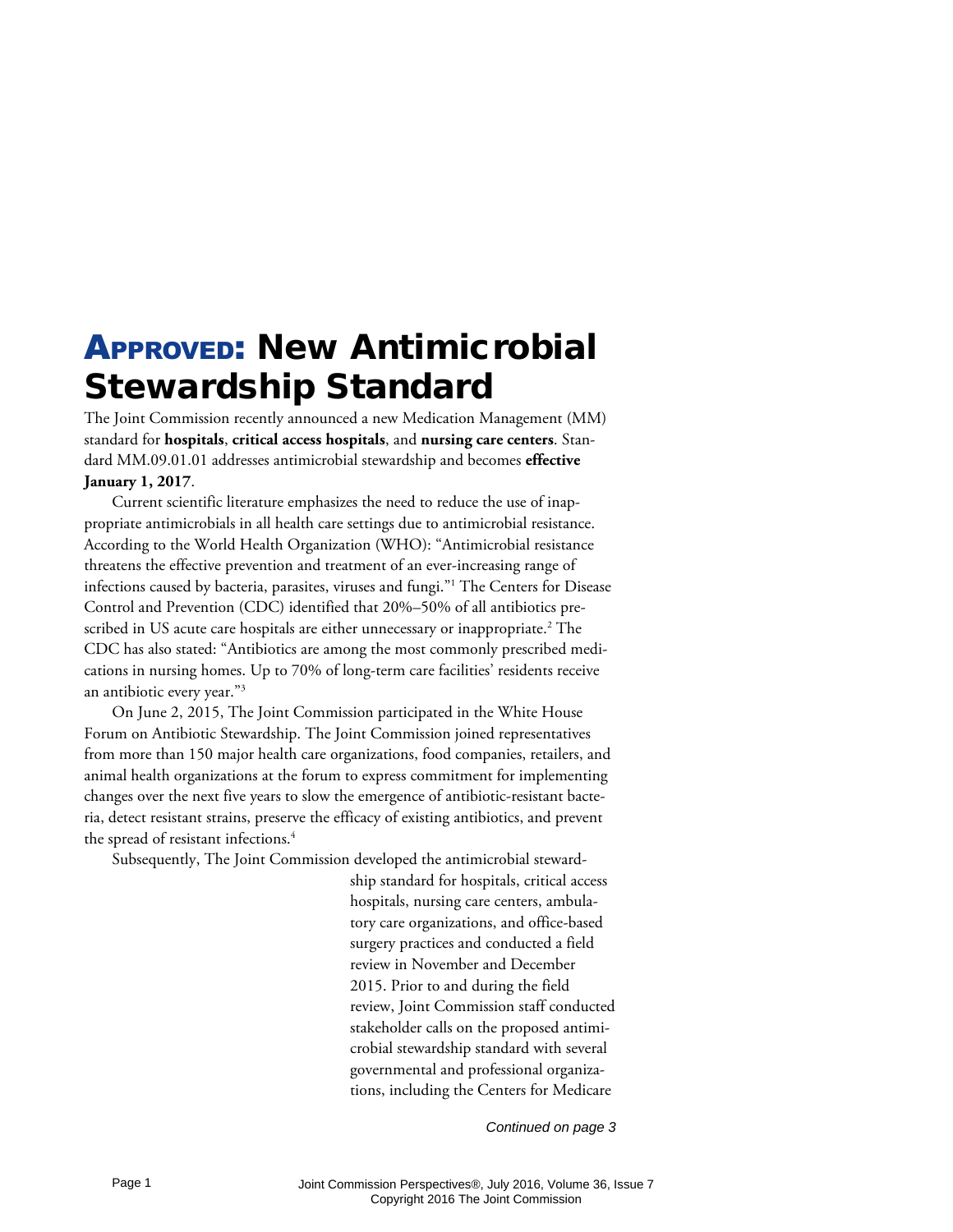# APPROVED: New Antimicrobial Stewardship Standard

The Joint Commission recently announced a new Medication Management (MM) standard for **hospitals**, **critical access hospitals**, and **nursing care centers**. Standard MM.09.01.01 addresses antimicrobial stewardship and becomes **effective January 1, 2017**.

Current scientific literature emphasizes the need to reduce the use of inappropriate antimicrobials in all health care settings due to antimicrobial resistance. According to the World Health Organization (WHO): "Antimicrobial resistance threatens the effective prevention and treatment of an ever-increasing range of infections caused by bacteria, parasites, viruses and fungi."[1] The Centers for Disease Control and Prevention (CDC) identified that 20%–50% of all antibiotics prescribed in US acute care hospitals are either unnecessary or inappropriate.[2] The CDC has also stated: "Antibiotics are among the most commonly prescribed medications in nursing homes. Up to 70% of long-term care facilities' residents receive an antibiotic every year."[3]

On June 2, 2015, The Joint Commission participated in the White House Forum on Antibiotic Stewardship. The Joint Commission joined representatives from more than 150 major health care organizations, food companies, retailers, and animal health organizations at the forum to express commitment for implementing changes over the next five years to slow the emergence of antibiotic-resistant bacteria, detect resistant strains, preserve the efficacy of existing antibiotics, and prevent the spread of resistant infections.[4]

Subsequently, The Joint Commission developed the antimicrobial stewardship standard for hospitals, critical access hospitals, nursing care centers, ambulatory care organizations, and office-based surgery practices and conducted a field review in November and December 2015. Prior to and during the field review, Joint Commission staff conducted stakeholder calls on the proposed antimicrobial stewardship standard with several governmental and professional organizations, including the Centers for Medicare

*Continued on page 3*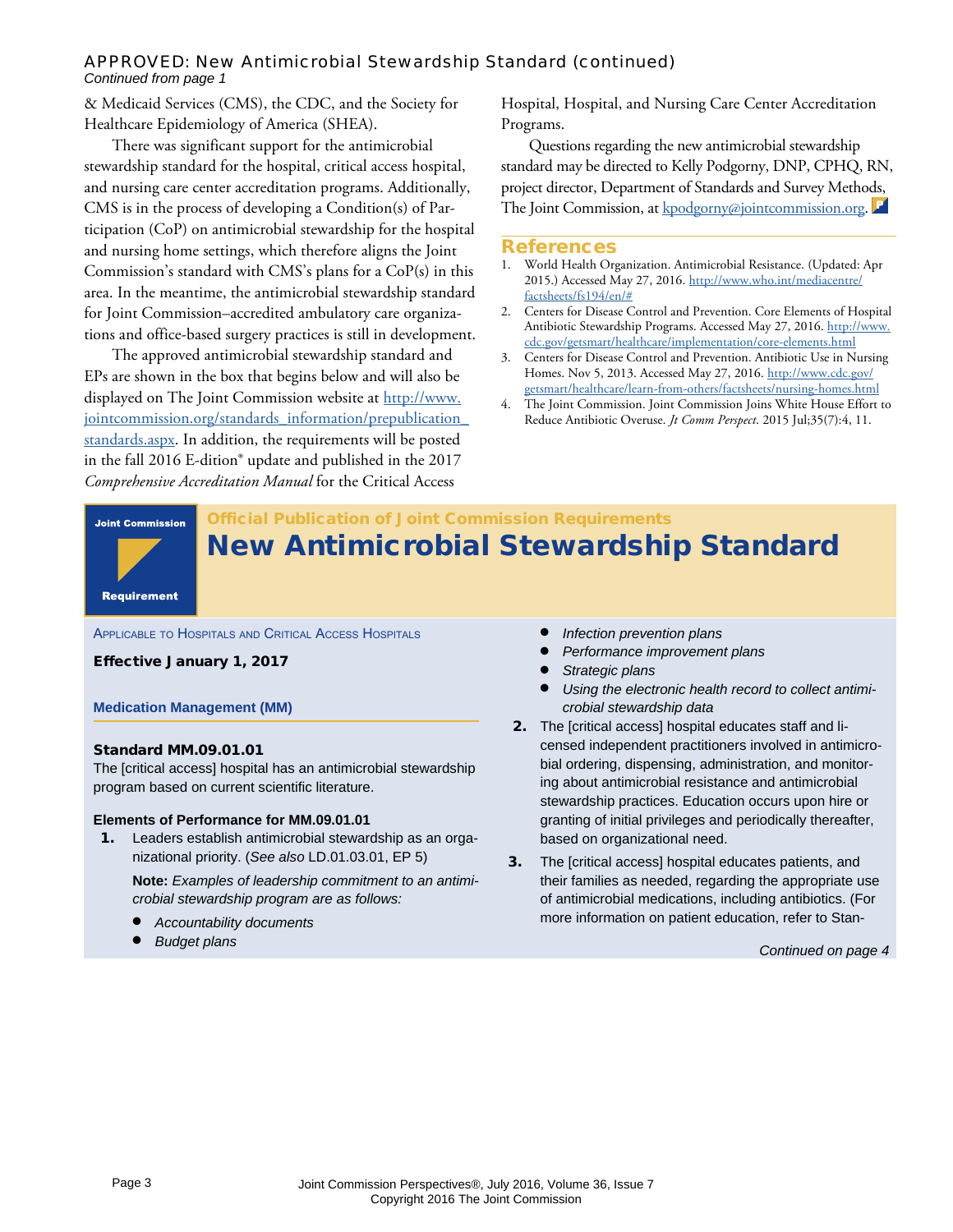## APPROVED: New Antimicrobial Stewardship Standard (continued)

*Continued from page 1*

& Medicaid Services (CMS), the CDC, and the Society for Healthcare Epidemiology of America (SHEA).

There was significant support for the antimicrobial stewardship standard for the hospital, critical access hospital, and nursing care center accreditation programs. Additionally, CMS is in the process of developing a Condition(s) of Participation (CoP) on antimicrobial stewardship for the hospital and nursing home settings, which therefore aligns the Joint Commission's standard with CMS's plans for a CoP(s) in this area. In the meantime, the antimicrobial stewardship standard for Joint Commission–accredited ambulatory care organizations and office-based surgery practices is still in development.

The approved antimicrobial stewardship standard and EPs are shown in the box that begins below and will also be displayed on The Joint Commission website at http://www.jointcommission.org/standards_information/prepublication_standards.aspx. In addition, the requirements will be posted in the fall 2016 E-dition® update and published in the 2017 *Comprehensive Accreditation Manual* for the Critical Access Hospital, Hospital, and Nursing Care Center Accreditation Programs.

Questions regarding the new antimicrobial stewardship standard may be directed to Kelly Podgorny, DNP, CPHQ, RN, project director, Department of Standards and Survey Methods, The Joint Commission, at kpodgorny@jointcommission.org.

### References

1. World Health Organization. Antimicrobial Resistance. (Updated: Apr 2015.) Accessed May 27, 2016. http://www.who.int/mediacentre/factsheets/fs194/en/#
2. Centers for Disease Control and Prevention. Core Elements of Hospital Antibiotic Stewardship Programs. Accessed May 27, 2016. http://www.cdc.gov/getsmart/healthcare/implementation/core-elements.html
3. Centers for Disease Control and Prevention. Antibiotic Use in Nursing Homes. Nov 5, 2013. Accessed May 27, 2016. http://www.cdc.gov/getsmart/healthcare/learn-from-others/factsheets/nursing-homes.html
4. The Joint Commission. Joint Commission Joins White House Effort to Reduce Antibiotic Overuse. *Jt Comm Perspect*. 2015 Jul;35(7):4, 11.

Joint Commission Requirement

Official Publication of Joint Commission Requirements

## New Antimicrobial Stewardship Standard

Applicable to Hospitals and Critical Access Hospitals

**Effective January 1, 2017**

**Medication Management (MM)**

**Standard MM.09.01.01**

The [critical access] hospital has an antimicrobial stewardship program based on current scientific literature.

**Elements of Performance for MM.09.01.01**

1. Leaders establish antimicrobial stewardship as an organizational priority. (*See also* LD.01.03.01, EP 5)

   **Note:** *Examples of leadership commitment to an antimicrobial stewardship program are as follows:*

   - *Accountability documents*
   - *Budget plans*
   - *Infection prevention plans*
   - *Performance improvement plans*
   - *Strategic plans*
   - *Using the electronic health record to collect antimicrobial stewardship data*

2. The [critical access] hospital educates staff and licensed independent practitioners involved in antimicrobial ordering, dispensing, administration, and monitoring about antimicrobial resistance and antimicrobial stewardship practices. Education occurs upon hire or granting of initial privileges and periodically thereafter, based on organizational need.
3. The [critical access] hospital educates patients, and their families as needed, regarding the appropriate use of antimicrobial medications, including antibiotics. (For more information on patient education, refer to Stan-

*Continued on page 4*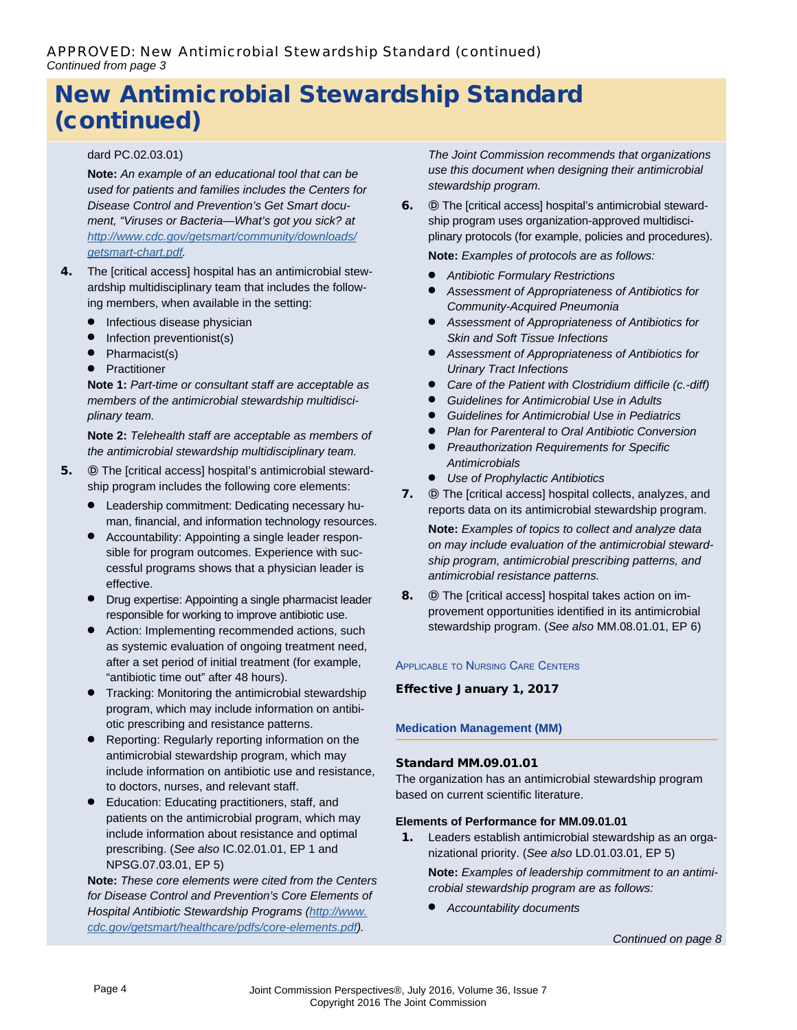APPROVED: New Antimicrobial Stewardship Standard (continued)
*Continued from page 3*

# New Antimicrobial Stewardship Standard (continued)

dard PC.02.03.01)

**Note:** *An example of an educational tool that can be used for patients and families includes the Centers for Disease Control and Prevention's Get Smart document, "Viruses or Bacteria—What's got you sick? at [http://www.cdc.gov/getsmart/community/downloads/getsmart-chart.pdf](http://www.cdc.gov/getsmart/community/downloads/getsmart-chart.pdf).*

**4.** The [critical access] hospital has an antimicrobial stewardship multidisciplinary team that includes the following members, when available in the setting:

- Infectious disease physician
- Infection preventionist(s)
- Pharmacist(s)
- Practitioner

**Note 1:** *Part-time or consultant staff are acceptable as members of the antimicrobial stewardship multidisciplinary team.*

**Note 2:** *Telehealth staff are acceptable as members of the antimicrobial stewardship multidisciplinary team.*

**5.** Ⓓ The [critical access] hospital's antimicrobial stewardship program includes the following core elements:

- Leadership commitment: Dedicating necessary human, financial, and information technology resources.
- Accountability: Appointing a single leader responsible for program outcomes. Experience with successful programs shows that a physician leader is effective.
- Drug expertise: Appointing a single pharmacist leader responsible for working to improve antibiotic use.
- Action: Implementing recommended actions, such as systemic evaluation of ongoing treatment need, after a set period of initial treatment (for example, "antibiotic time out" after 48 hours).
- Tracking: Monitoring the antimicrobial stewardship program, which may include information on antibiotic prescribing and resistance patterns.
- Reporting: Regularly reporting information on the antimicrobial stewardship program, which may include information on antibiotic use and resistance, to doctors, nurses, and relevant staff.
- Education: Educating practitioners, staff, and patients on the antimicrobial program, which may include information about resistance and optimal prescribing. (*See also* IC.02.01.01, EP 1 and NPSG.07.03.01, EP 5)

**Note:** *These core elements were cited from the Centers for Disease Control and Prevention's Core Elements of Hospital Antibiotic Stewardship Programs ([http://www.cdc.gov/getsmart/healthcare/pdfs/core-elements.pdf](http://www.cdc.gov/getsmart/healthcare/pdfs/core-elements.pdf)). The Joint Commission recommends that organizations use this document when designing their antimicrobial stewardship program.*

**6.** Ⓓ The [critical access] hospital's antimicrobial stewardship program uses organization-approved multidisciplinary protocols (for example, policies and procedures).

**Note:** *Examples of protocols are as follows:*

- *Antibiotic Formulary Restrictions*
- *Assessment of Appropriateness of Antibiotics for Community-Acquired Pneumonia*
- *Assessment of Appropriateness of Antibiotics for Skin and Soft Tissue Infections*
- *Assessment of Appropriateness of Antibiotics for Urinary Tract Infections*
- *Care of the Patient with Clostridium difficile (c.-diff)*
- *Guidelines for Antimicrobial Use in Adults*
- *Guidelines for Antimicrobial Use in Pediatrics*
- *Plan for Parenteral to Oral Antibiotic Conversion*
- *Preauthorization Requirements for Specific Antimicrobials*
- *Use of Prophylactic Antibiotics*

**7.** Ⓓ The [critical access] hospital collects, analyzes, and reports data on its antimicrobial stewardship program.

**Note:** *Examples of topics to collect and analyze data on may include evaluation of the antimicrobial stewardship program, antimicrobial prescribing patterns, and antimicrobial resistance patterns.*

**8.** Ⓓ The [critical access] hospital takes action on improvement opportunities identified in its antimicrobial stewardship program. (*See also* MM.08.01.01, EP 6)

APPLICABLE TO NURSING CARE CENTERS

**Effective January 1, 2017**

### Medication Management (MM)

**Standard MM.09.01.01**

The organization has an antimicrobial stewardship program based on current scientific literature.

**Elements of Performance for MM.09.01.01**

**1.** Leaders establish antimicrobial stewardship as an organizational priority. (*See also* LD.01.03.01, EP 5)

**Note:** *Examples of leadership commitment to an antimicrobial stewardship program are as follows:*

- *Accountability documents*

*Continued on page 8*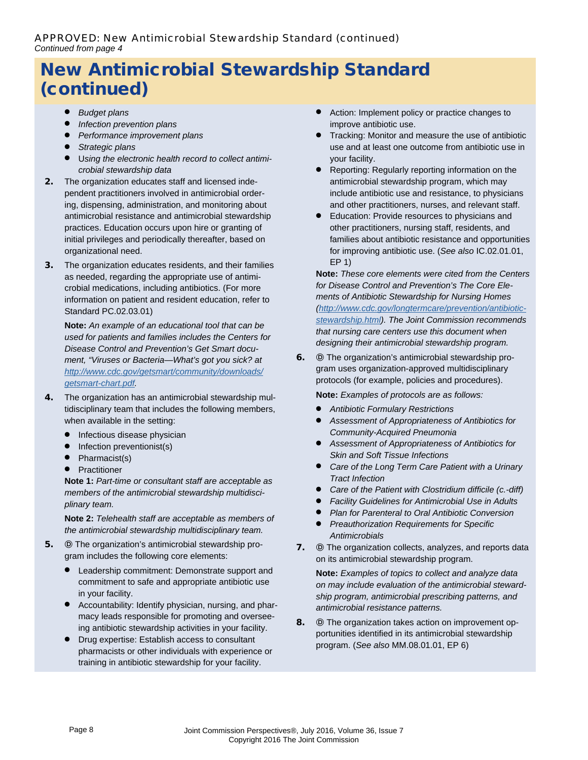# New Antimicrobial Stewardship Standard (continued)

- *Budget plans*
- *Infection prevention plans*
- *Performance improvement plans*
- *Strategic plans*
- *Using the electronic health record to collect antimicrobial stewardship data*

**2.** The organization educates staff and licensed independent practitioners involved in antimicrobial ordering, dispensing, administration, and monitoring about antimicrobial resistance and antimicrobial stewardship practices. Education occurs upon hire or granting of initial privileges and periodically thereafter, based on organizational need.

**3.** The organization educates residents, and their families as needed, regarding the appropriate use of antimicrobial medications, including antibiotics. (For more information on patient and resident education, refer to Standard PC.02.03.01)

**Note:** *An example of an educational tool that can be used for patients and families includes the Centers for Disease Control and Prevention's Get Smart document, "Viruses or Bacteria—What's got you sick? at http://www.cdc.gov/getsmart/community/downloads/getsmart-chart.pdf.*

**4.** The organization has an antimicrobial stewardship multidisciplinary team that includes the following members, when available in the setting:

- Infectious disease physician
- Infection preventionist(s)
- Pharmacist(s)
- Practitioner

**Note 1:** *Part-time or consultant staff are acceptable as members of the antimicrobial stewardship multidisciplinary team.*

**Note 2:** *Telehealth staff are acceptable as members of the antimicrobial stewardship multidisciplinary team.*

**5.** Ⓓ The organization's antimicrobial stewardship program includes the following core elements:

- Leadership commitment: Demonstrate support and commitment to safe and appropriate antibiotic use in your facility.
- Accountability: Identify physician, nursing, and pharmacy leads responsible for promoting and overseeing antibiotic stewardship activities in your facility.
- Drug expertise: Establish access to consultant pharmacists or other individuals with experience or training in antibiotic stewardship for your facility.
- Action: Implement policy or practice changes to improve antibiotic use.
- Tracking: Monitor and measure the use of antibiotic use and at least one outcome from antibiotic use in your facility.
- Reporting: Regularly reporting information on the antimicrobial stewardship program, which may include antibiotic use and resistance, to physicians and other practitioners, nurses, and relevant staff.
- Education: Provide resources to physicians and other practitioners, nursing staff, residents, and families about antibiotic resistance and opportunities for improving antibiotic use. (*See also* IC.02.01.01, EP 1)

**Note:** *These core elements were cited from the Centers for Disease Control and Prevention's The Core Elements of Antibiotic Stewardship for Nursing Homes (http://www.cdc.gov/longtermcare/prevention/antibiotic-stewardship.html). The Joint Commission recommends that nursing care centers use this document when designing their antimicrobial stewardship program.*

**6.** Ⓓ The organization's antimicrobial stewardship program uses organization-approved multidisciplinary protocols (for example, policies and procedures).

**Note:** *Examples of protocols are as follows:*

- *Antibiotic Formulary Restrictions*
- *Assessment of Appropriateness of Antibiotics for Community-Acquired Pneumonia*
- *Assessment of Appropriateness of Antibiotics for Skin and Soft Tissue Infections*
- *Care of the Long Term Care Patient with a Urinary Tract Infection*
- *Care of the Patient with Clostridium difficile (c.-diff)*
- *Facility Guidelines for Antimicrobial Use in Adults*
- *Plan for Parenteral to Oral Antibiotic Conversion*
- *Preauthorization Requirements for Specific Antimicrobials*

**7.** Ⓓ The organization collects, analyzes, and reports data on its antimicrobial stewardship program.

**Note:** *Examples of topics to collect and analyze data on may include evaluation of the antimicrobial stewardship program, antimicrobial prescribing patterns, and antimicrobial resistance patterns.*

**8.** Ⓓ The organization takes action on improvement opportunities identified in its antimicrobial stewardship program. (*See also* MM.08.01.01, EP 6)